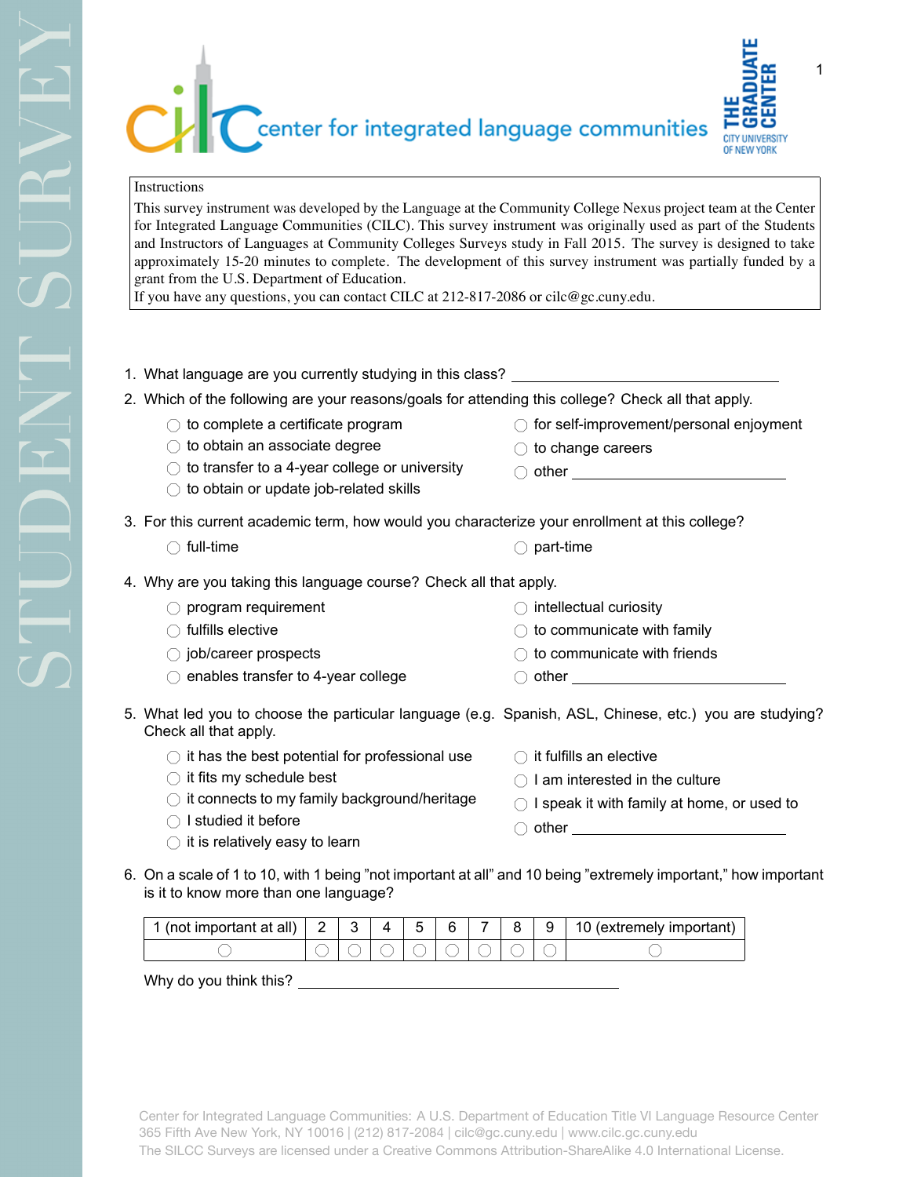# STUDENT SURVEY

center for integrated language communities

THE GRADUATE CENTER CITY UNIVERSITY OF NEW YORK

**Instructions**

This survey instrument was developed by the Language at the Community College Nexus project team at the Center for Integrated Language Communities (CILC). This survey instrument was originally used as part of the Students and Instructors of Languages at Community Colleges Surveys study in Fall 2015. The survey is designed to take approximately 15-20 minutes to complete. The development of this survey instrument was partially funded by a grant from the U.S. Department of Education.
If you have any questions, you can contact CILC at 212-817-2086 or cilc@gc.cuny.edu.

1. What language are you currently studying in this class? ______________________

2. Which of the following are your reasons/goals for attending this college? Check all that apply.
   - ◯ to complete a certificate program
   - ◯ to obtain an associate degree
   - ◯ to transfer to a 4-year college or university
   - ◯ to obtain or update job-related skills
   - ◯ for self-improvement/personal enjoyment
   - ◯ to change careers
   - ◯ other ______________________

3. For this current academic term, how would you characterize your enrollment at this college?
   - ◯ full-time
   - ◯ part-time

4. Why are you taking this language course? Check all that apply.
   - ◯ program requirement
   - ◯ fulfills elective
   - ◯ job/career prospects
   - ◯ enables transfer to 4-year college
   - ◯ intellectual curiosity
   - ◯ to communicate with family
   - ◯ to communicate with friends
   - ◯ other ______________________

5. What led you to choose the particular language (e.g. Spanish, ASL, Chinese, etc.) you are studying? Check all that apply.
   - ◯ it has the best potential for professional use
   - ◯ it fits my schedule best
   - ◯ it connects to my family background/heritage
   - ◯ I studied it before
   - ◯ it is relatively easy to learn
   - ◯ it fulfills an elective
   - ◯ I am interested in the culture
   - ◯ I speak it with family at home, or used to
   - ◯ other ______________________

6. On a scale of 1 to 10, with 1 being "not important at all" and 10 being "extremely important," how important is it to know more than one language?

| 1 (not important at all) | 2 | 3 | 4 | 5 | 6 | 7 | 8 | 9 | 10 (extremely important) |
|---|---|---|---|---|---|---|---|---|---|
| ◯ | ◯ | ◯ | ◯ | ◯ | ◯ | ◯ | ◯ | ◯ | ◯ |

Why do you think this? ______________________

Center for Integrated Language Communities: A U.S. Department of Education Title VI Language Resource Center
365 Fifth Ave New York, NY 10016 | (212) 817-2084 | cilc@gc.cuny.edu | www.cilc.gc.cuny.edu
The SILCC Surveys are licensed under a Creative Commons Attribution-ShareAlike 4.0 International License.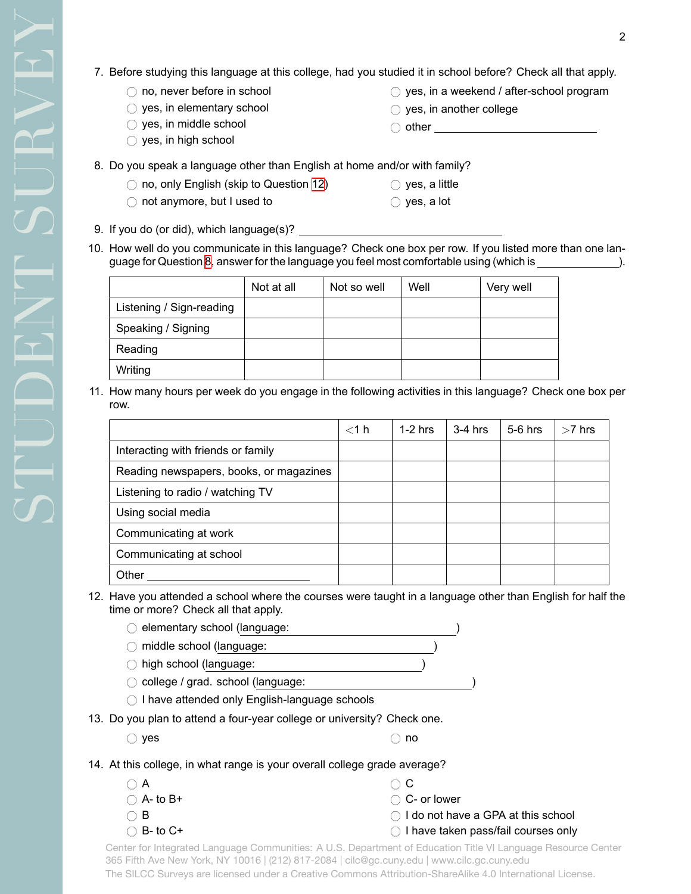7. Before studying this language at this college, had you studied it in school before? Check all that apply.

   ◯ no, never before in school
   ◯ yes, in elementary school
   ◯ yes, in middle school
   ◯ yes, in high school
   ◯ yes, in a weekend / after-school program
   ◯ yes, in another college
   ◯ other ______________________

8. Do you speak a language other than English at home and/or with family?

   ◯ no, only English (skip to Question 12)
   ◯ not anymore, but I used to
   ◯ yes, a little
   ◯ yes, a lot

9. If you do (or did), which language(s)? ____________________________

10. How well do you communicate in this language? Check one box per row. If you listed more than one language for Question 8, answer for the language you feel most comfortable using (which is ____________).

| | Not at all | Not so well | Well | Very well |
|---|---|---|---|---|
| Listening / Sign-reading | | | | |
| Speaking / Signing | | | | |
| Reading | | | | |
| Writing | | | | |

11. How many hours per week do you engage in the following activities in this language? Check one box per row.

| | <1 h | 1-2 hrs | 3-4 hrs | 5-6 hrs | >7 hrs |
|---|---|---|---|---|---|
| Interacting with friends or family | | | | | |
| Reading newspapers, books, or magazines | | | | | |
| Listening to radio / watching TV | | | | | |
| Using social media | | | | | |
| Communicating at work | | | | | |
| Communicating at school | | | | | |
| Other ______________________ | | | | | |

12. Have you attended a school where the courses were taught in a language other than English for half the time or more? Check all that apply.

   ◯ elementary school (language: ______________________)
   ◯ middle school (language: ______________________)
   ◯ high school (language: ______________________)
   ◯ college / grad. school (language: ______________________)
   ◯ I have attended only English-language schools

13. Do you plan to attend a four-year college or university? Check one.

   ◯ yes
   ◯ no

14. At this college, in what range is your overall college grade average?

   ◯ A
   ◯ A- to B+
   ◯ B
   ◯ B- to C+
   ◯ C
   ◯ C- or lower
   ◯ I do not have a GPA at this school
   ◯ I have taken pass/fail courses only

Center for Integrated Language Communities: A U.S. Department of Education Title VI Language Resource Center
365 Fifth Ave New York, NY 10016 | (212) 817-2084 | cilc@gc.cuny.edu | www.cilc.gc.cuny.edu
The SILCC Surveys are licensed under a Creative Commons Attribution-ShareAlike 4.0 International License.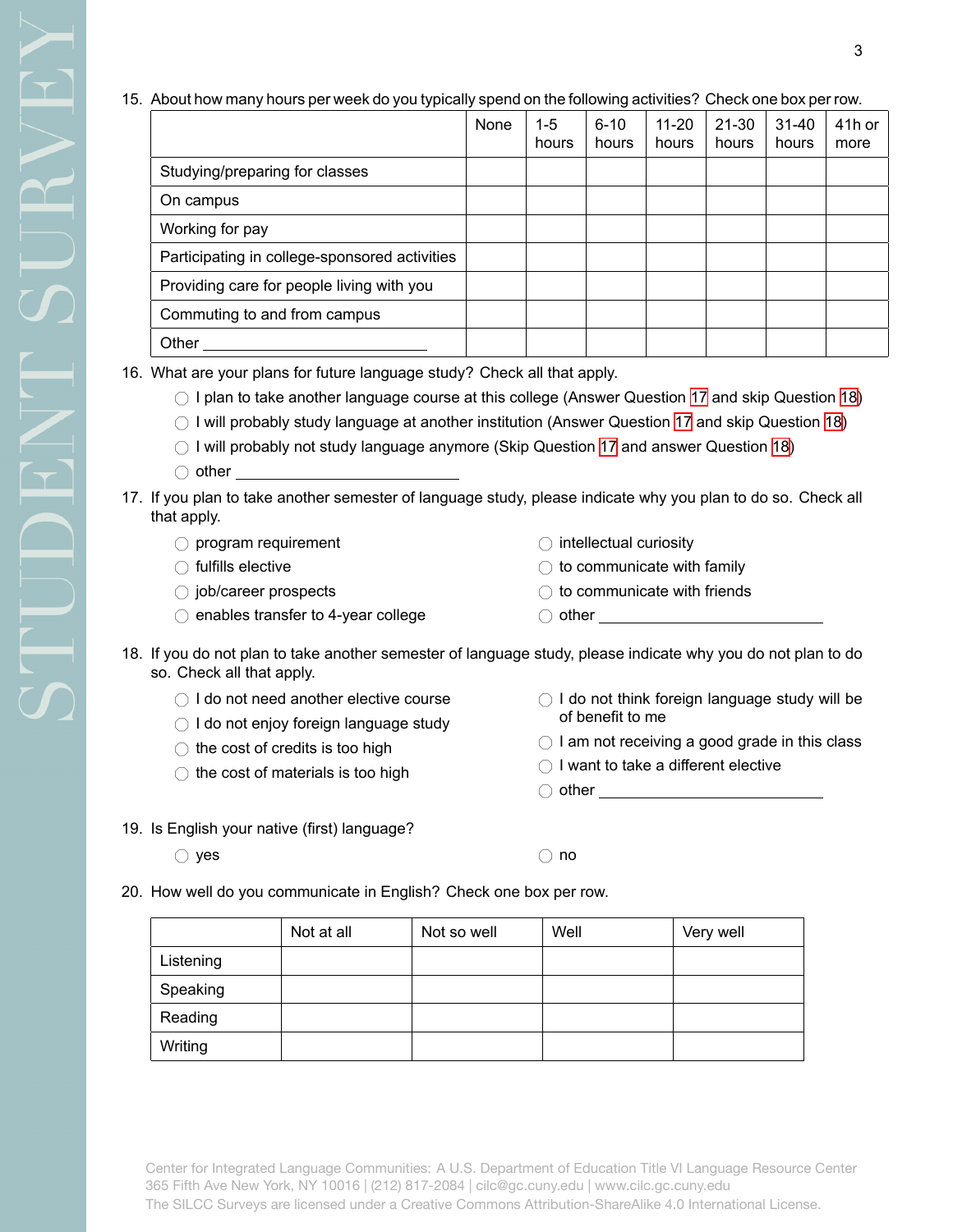15. About how many hours per week do you typically spend on the following activities? Check one box per row.

| | None | 1-5 hours | 6-10 hours | 11-20 hours | 21-30 hours | 31-40 hours | 41h or more |
|---|---|---|---|---|---|---|---|
| Studying/preparing for classes | | | | | | | |
| On campus | | | | | | | |
| Working for pay | | | | | | | |
| Participating in college-sponsored activities | | | | | | | |
| Providing care for people living with you | | | | | | | |
| Commuting to and from campus | | | | | | | |
| Other ____________________ | | | | | | | |

16. What are your plans for future language study? Check all that apply.
   - ◯ I plan to take another language course at this college (Answer Question 17 and skip Question 18)
   - ◯ I will probably study language at another institution (Answer Question 17 and skip Question 18)
   - ◯ I will probably not study language anymore (Skip Question 17 and answer Question 18)
   - ◯ other ____________________

17. If you plan to take another semester of language study, please indicate why you plan to do so. Check all that apply.
   - ◯ program requirement
   - ◯ fulfills elective
   - ◯ job/career prospects
   - ◯ enables transfer to 4-year college
   - ◯ intellectual curiosity
   - ◯ to communicate with family
   - ◯ to communicate with friends
   - ◯ other ____________________

18. If you do not plan to take another semester of language study, please indicate why you do not plan to do so. Check all that apply.
   - ◯ I do not need another elective course
   - ◯ I do not enjoy foreign language study
   - ◯ the cost of credits is too high
   - ◯ the cost of materials is too high
   - ◯ I do not think foreign language study will be of benefit to me
   - ◯ I am not receiving a good grade in this class
   - ◯ I want to take a different elective
   - ◯ other ____________________

19. Is English your native (first) language?
   - ◯ yes
   - ◯ no

20. How well do you communicate in English? Check one box per row.

| | Not at all | Not so well | Well | Very well |
|---|---|---|---|---|
| Listening | | | | |
| Speaking | | | | |
| Reading | | | | |
| Writing | | | | |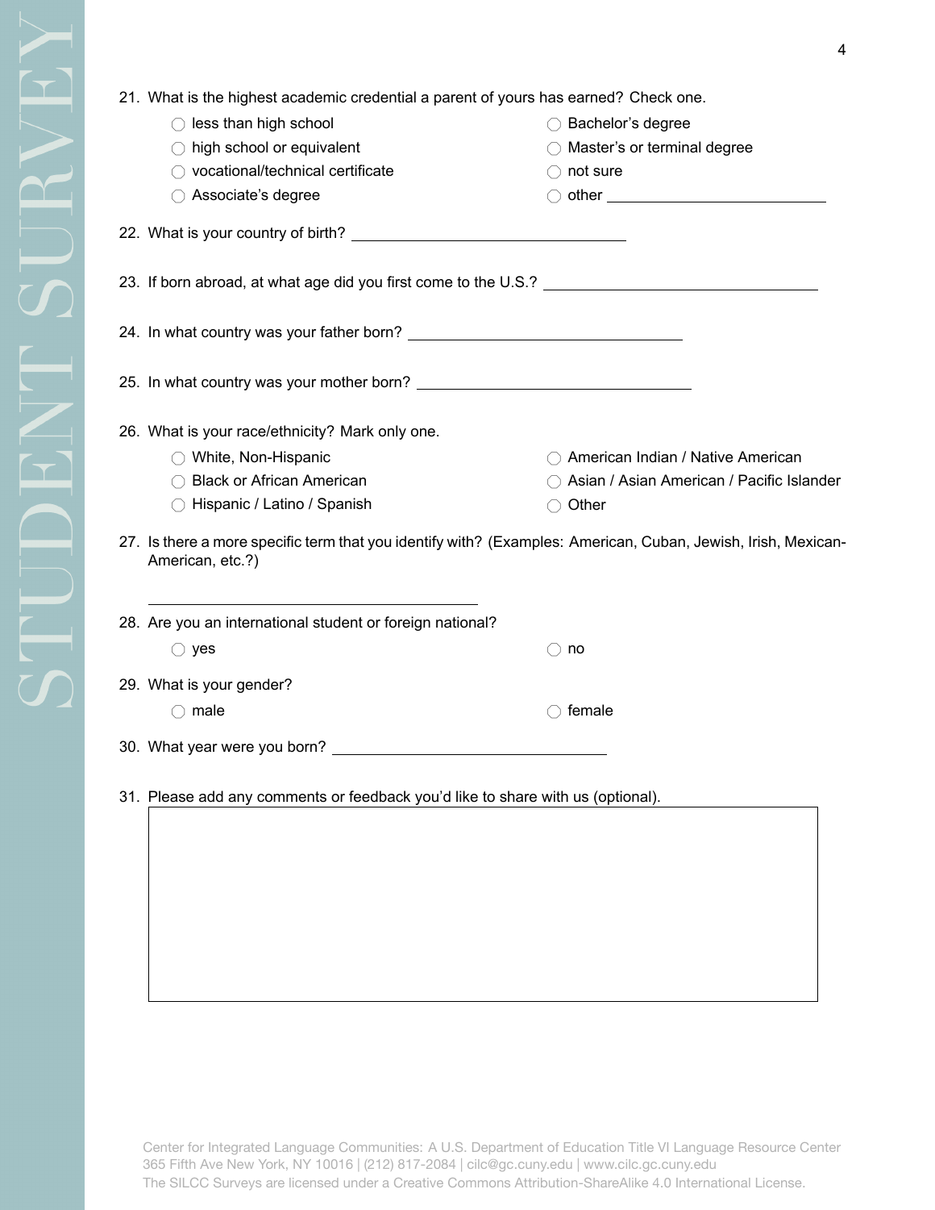21. What is the highest academic credential a parent of yours has earned? Check one.

- ◯ less than high school
- ◯ high school or equivalent
- ◯ vocational/technical certificate
- ◯ Associate's degree
- ◯ Bachelor's degree
- ◯ Master's or terminal degree
- ◯ not sure
- ◯ other ______________________

22. What is your country of birth? ______________________

23. If born abroad, at what age did you first come to the U.S.? ______________________

24. In what country was your father born? ______________________

25. In what country was your mother born? ______________________

26. What is your race/ethnicity? Mark only one.

- ◯ White, Non-Hispanic
- ◯ Black or African American
- ◯ Hispanic / Latino / Spanish
- ◯ American Indian / Native American
- ◯ Asian / Asian American / Pacific Islander
- ◯ Other

27. Is there a more specific term that you identify with? (Examples: American, Cuban, Jewish, Irish, Mexican-American, etc.?)

______________________

28. Are you an international student or foreign national?

- ◯ yes
- ◯ no

29. What is your gender?

- ◯ male
- ◯ female

30. What year were you born? ______________________

31. Please add any comments or feedback you'd like to share with us (optional).

| |
|---|
| |

Center for Integrated Language Communities: A U.S. Department of Education Title VI Language Resource Center
365 Fifth Ave New York, NY 10016 | (212) 817-2084 | cilc@gc.cuny.edu | www.cilc.gc.cuny.edu
The SILCC Surveys are licensed under a Creative Commons Attribution-ShareAlike 4.0 International License.